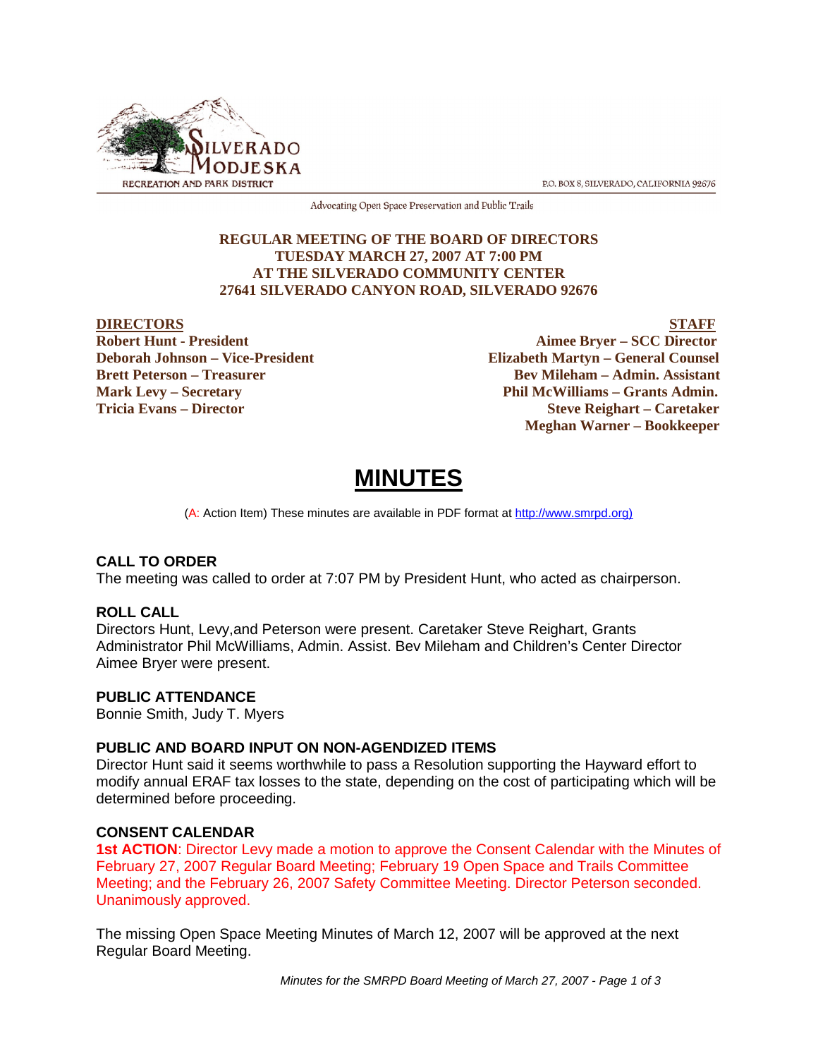P.O. BOX 8, SILVERADO, CALIFORNIA 92676

Advocating Open Space Preservation and Public Trails

**REGULAR MEETING OF THE BOARD OF DIRECTORS**
**TUESDAY MARCH 27, 2007 AT 7:00 PM**
**AT THE SILVERADO COMMUNITY CENTER**
**27641 SILVERADO CANYON ROAD, SILVERADO 92676**

| DIRECTORS | STAFF |
|---|---|
| Robert Hunt - President | Aimee Bryer – SCC Director |
| Deborah Johnson – Vice-President | Elizabeth Martyn – General Counsel |
| Brett Peterson – Treasurer | Bev Mileham – Admin. Assistant |
| Mark Levy – Secretary | Phil McWilliams – Grants Admin. |
| Tricia Evans – Director | Steve Reighart – Caretaker |
| | Meghan Warner – Bookkeeper |

# MINUTES

(A: Action Item) These minutes are available in PDF format at http://www.smrpd.org)

### CALL TO ORDER

The meeting was called to order at 7:07 PM by President Hunt, who acted as chairperson.

### ROLL CALL

Directors Hunt, Levy,and Peterson were present. Caretaker Steve Reighart, Grants Administrator Phil McWilliams, Admin. Assist. Bev Mileham and Children's Center Director Aimee Bryer were present.

### PUBLIC ATTENDANCE

Bonnie Smith, Judy T. Myers

### PUBLIC AND BOARD INPUT ON NON-AGENDIZED ITEMS

Director Hunt said it seems worthwhile to pass a Resolution supporting the Hayward effort to modify annual ERAF tax losses to the state, depending on the cost of participating which will be determined before proceeding.

### CONSENT CALENDAR

**1st ACTION**: Director Levy made a motion to approve the Consent Calendar with the Minutes of February 27, 2007 Regular Board Meeting; February 19 Open Space and Trails Committee Meeting; and the February 26, 2007 Safety Committee Meeting. Director Peterson seconded. Unanimously approved.

The missing Open Space Meeting Minutes of March 12, 2007 will be approved at the next Regular Board Meeting.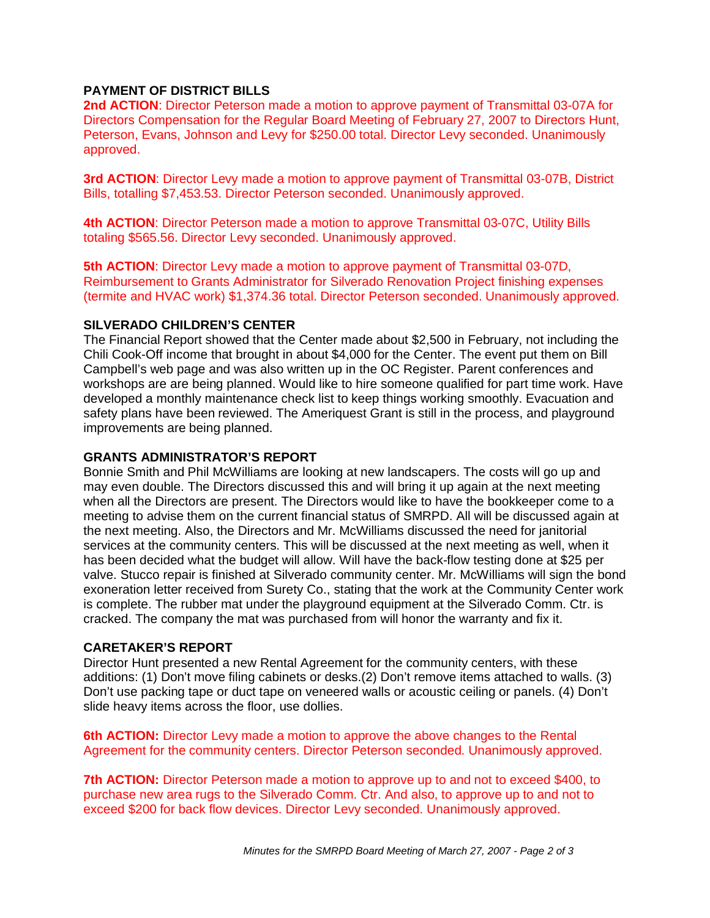## PAYMENT OF DISTRICT BILLS

**2nd ACTION**: Director Peterson made a motion to approve payment of Transmittal 03-07A for Directors Compensation for the Regular Board Meeting of February 27, 2007 to Directors Hunt, Peterson, Evans, Johnson and Levy for $250.00 total. Director Levy seconded. Unanimously approved.

**3rd ACTION**: Director Levy made a motion to approve payment of Transmittal 03-07B, District Bills, totalling $7,453.53. Director Peterson seconded. Unanimously approved.

**4th ACTION**: Director Peterson made a motion to approve Transmittal 03-07C, Utility Bills totaling $565.56. Director Levy seconded. Unanimously approved.

**5th ACTION**: Director Levy made a motion to approve payment of Transmittal 03-07D, Reimbursement to Grants Administrator for Silverado Renovation Project finishing expenses (termite and HVAC work) $1,374.36 total. Director Peterson seconded. Unanimously approved.

## SILVERADO CHILDREN'S CENTER

The Financial Report showed that the Center made about $2,500 in February, not including the Chili Cook-Off income that brought in about $4,000 for the Center. The event put them on Bill Campbell's web page and was also written up in the OC Register. Parent conferences and workshops are are being planned. Would like to hire someone qualified for part time work. Have developed a monthly maintenance check list to keep things working smoothly. Evacuation and safety plans have been reviewed. The Ameriquest Grant is still in the process, and playground improvements are being planned.

## GRANTS ADMINISTRATOR'S REPORT

Bonnie Smith and Phil McWilliams are looking at new landscapers. The costs will go up and may even double. The Directors discussed this and will bring it up again at the next meeting when all the Directors are present. The Directors would like to have the bookkeeper come to a meeting to advise them on the current financial status of SMRPD. All will be discussed again at the next meeting. Also, the Directors and Mr. McWilliams discussed the need for janitorial services at the community centers. This will be discussed at the next meeting as well, when it has been decided what the budget will allow. Will have the back-flow testing done at $25 per valve. Stucco repair is finished at Silverado community center. Mr. McWilliams will sign the bond exoneration letter received from Surety Co., stating that the work at the Community Center work is complete. The rubber mat under the playground equipment at the Silverado Comm. Ctr. is cracked. The company the mat was purchased from will honor the warranty and fix it.

## CARETAKER'S REPORT

Director Hunt presented a new Rental Agreement for the community centers, with these additions: (1) Don't move filing cabinets or desks.(2) Don't remove items attached to walls. (3) Don't use packing tape or duct tape on veneered walls or acoustic ceiling or panels. (4) Don't slide heavy items across the floor, use dollies.

**6th ACTION:** Director Levy made a motion to approve the above changes to the Rental Agreement for the community centers. Director Peterson seconded. Unanimously approved.

**7th ACTION:** Director Peterson made a motion to approve up to and not to exceed $400, to purchase new area rugs to the Silverado Comm. Ctr. And also, to approve up to and not to exceed $200 for back flow devices. Director Levy seconded. Unanimously approved.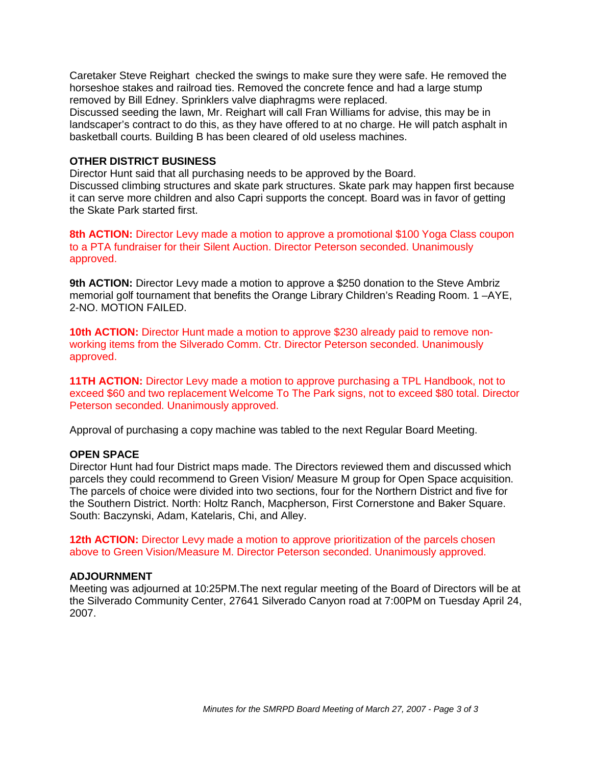Caretaker Steve Reighart  checked the swings to make sure they were safe. He removed the horseshoe stakes and railroad ties. Removed the concrete fence and had a large stump removed by Bill Edney. Sprinklers valve diaphragms were replaced.
Discussed seeding the lawn, Mr. Reighart will call Fran Williams for advise, this may be in landscaper's contract to do this, as they have offered to at no charge. He will patch asphalt in basketball courts. Building B has been cleared of old useless machines.

**OTHER DISTRICT BUSINESS**
Director Hunt said that all purchasing needs to be approved by the Board.
Discussed climbing structures and skate park structures. Skate park may happen first because it can serve more children and also Capri supports the concept. Board was in favor of getting the Skate Park started first.

**8th ACTION:** Director Levy made a motion to approve a promotional $100 Yoga Class coupon to a PTA fundraiser for their Silent Auction. Director Peterson seconded. Unanimously approved.

**9th ACTION:** Director Levy made a motion to approve a $250 donation to the Steve Ambriz memorial golf tournament that benefits the Orange Library Children's Reading Room. 1 –AYE, 2-NO. MOTION FAILED.

**10th ACTION:** Director Hunt made a motion to approve $230 already paid to remove non-working items from the Silverado Comm. Ctr. Director Peterson seconded. Unanimously approved.

**11TH ACTION:** Director Levy made a motion to approve purchasing a TPL Handbook, not to exceed $60 and two replacement Welcome To The Park signs, not to exceed $80 total. Director Peterson seconded. Unanimously approved.

Approval of purchasing a copy machine was tabled to the next Regular Board Meeting.

**OPEN SPACE**
Director Hunt had four District maps made. The Directors reviewed them and discussed which parcels they could recommend to Green Vision/ Measure M group for Open Space acquisition. The parcels of choice were divided into two sections, four for the Northern District and five for the Southern District. North: Holtz Ranch, Macpherson, First Cornerstone and Baker Square. South: Baczynski, Adam, Katelaris, Chi, and Alley.

**12th ACTION:** Director Levy made a motion to approve prioritization of the parcels chosen above to Green Vision/Measure M. Director Peterson seconded. Unanimously approved.

**ADJOURNMENT**
Meeting was adjourned at 10:25PM.The next regular meeting of the Board of Directors will be at the Silverado Community Center, 27641 Silverado Canyon road at 7:00PM on Tuesday April 24, 2007.